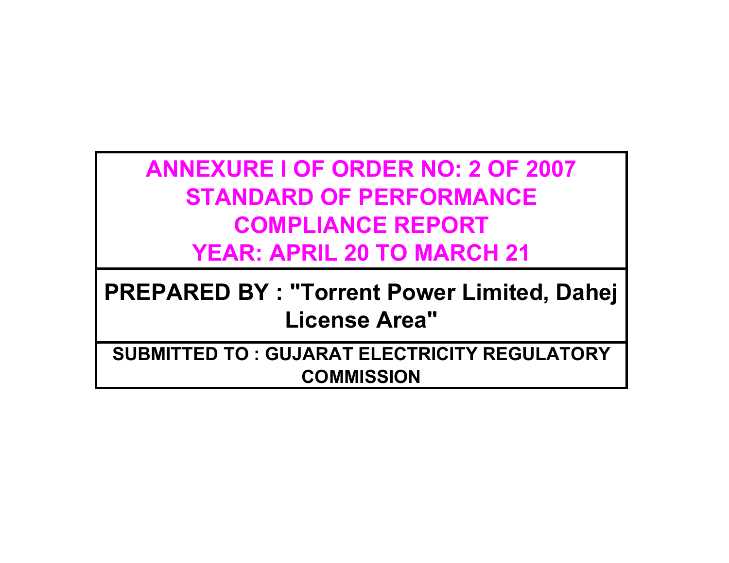# ANNEXURE I OF ORDER NO: 2 OF 2007
# STANDARD OF PERFORMANCE
# COMPLIANCE REPORT
# YEAR: APRIL 20 TO MARCH 21

**PREPARED BY : "Torrent Power Limited, Dahej License Area"**

**SUBMITTED TO : GUJARAT ELECTRICITY REGULATORY COMMISSION**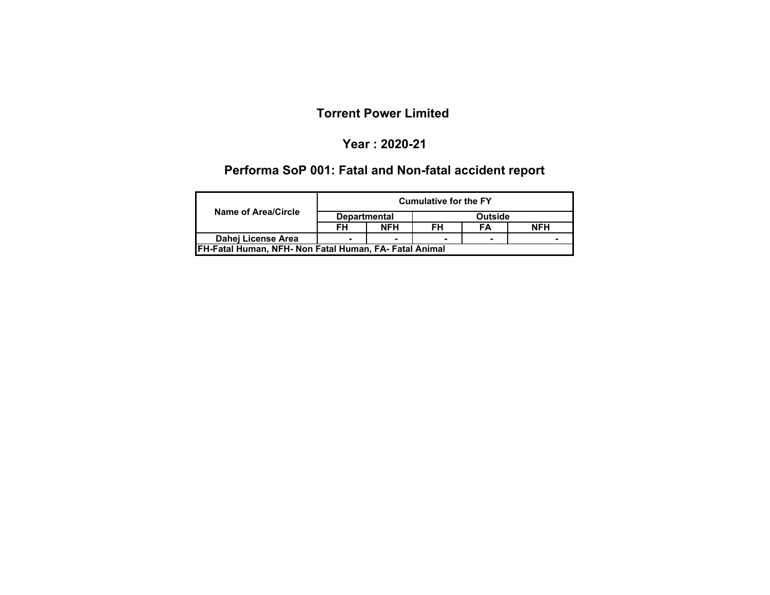# Torrent Power Limited

## Year : 2020-21

## Performa SoP 001: Fatal and Non-fatal accident report

| Name of Area/Circle | Cumulative for the FY | | | | |
|---|---|---|---|---|---|
| | Departmental | | Outside | | |
| | FH | NFH | FH | FA | NFH |
| Dahej License Area | - | - | - | - | - |
| FH-Fatal Human, NFH- Non Fatal Human, FA- Fatal Animal | | | | | |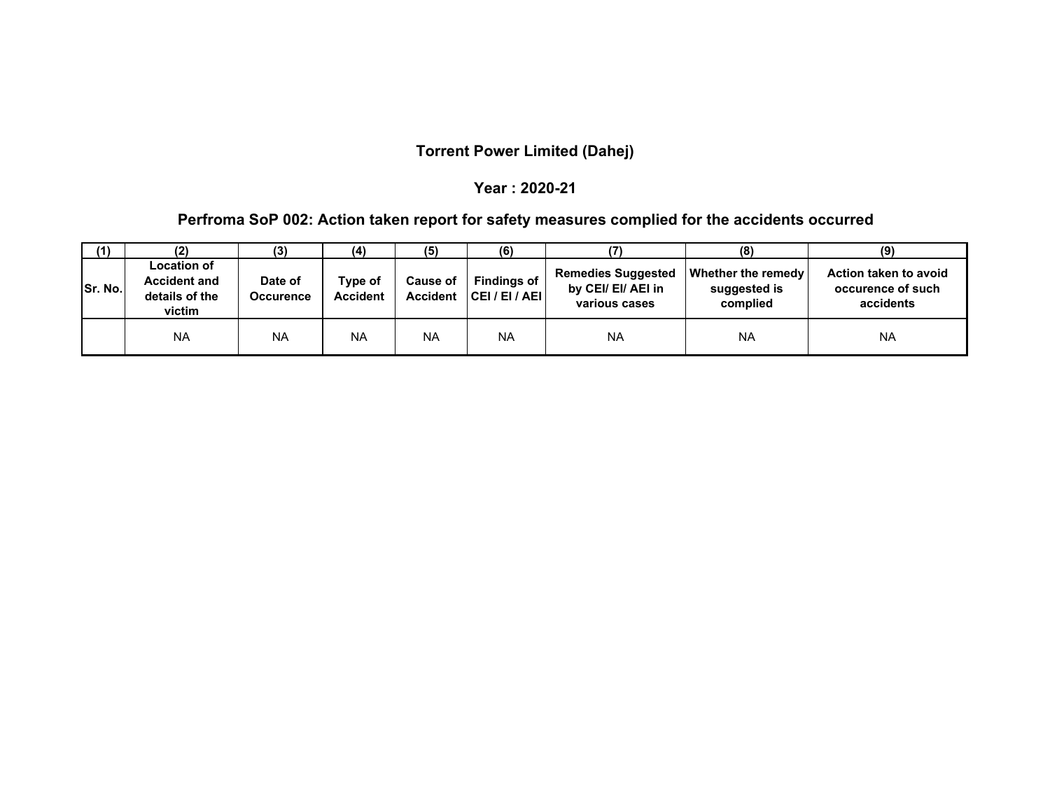## Torrent Power Limited (Dahej)

## Year : 2020-21

## Perfroma SoP 002: Action taken report for safety measures complied for the accidents occurred

| (1) | (2) | (3) | (4) | (5) | (6) | (7) | (8) | (9) |
|---|---|---|---|---|---|---|---|---|
| **Sr. No.** | **Location of Accident and details of the victim** | **Date of Occurence** | **Type of Accident** | **Cause of Accident** | **Findings of CEI / EI / AEI** | **Remedies Suggested by CEI/ EI/ AEI in various cases** | **Whether the remedy suggested is complied** | **Action taken to avoid occurence of such accidents** |
| | NA | NA | NA | NA | NA | NA | NA | NA |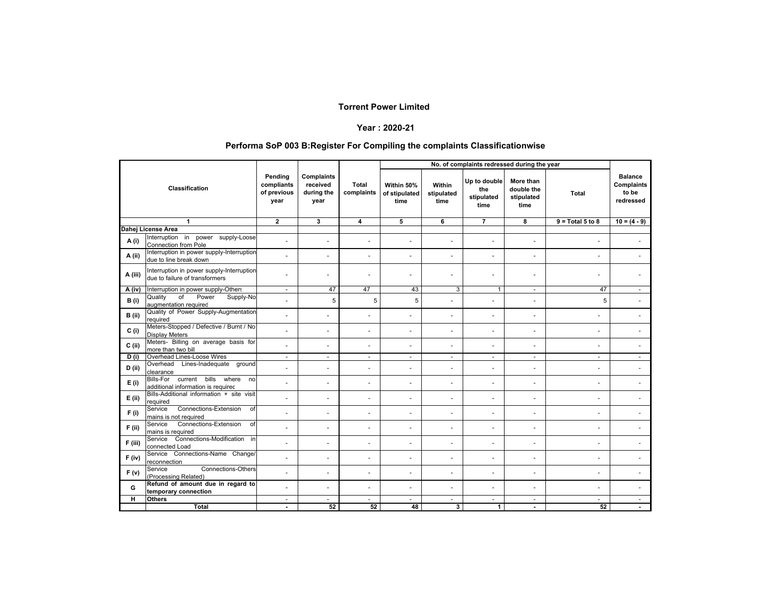# Torrent Power Limited

## Year : 2020-21

## Performa SoP 003 B:Register For Compiling the complaints Classificationwise

| Classification | | Pending compliants of previous year | Complaints received during the year | Total complaints | No. of complaints redressed during the year | | | | | Balance Complaints to be redressed |
|---|---|---|---|---|---|---|---|---|---|---|
| | | | | | Within 50% of stipulated time | Within stipulated time | Up to double the stipulated time | More than double the stipulated time | Total | |
| 1 | | 2 | 3 | 4 | 5 | 6 | 7 | 8 | 9 = Total 5 to 8 | 10 = (4 - 9) |
| **Dahej License Area** | | | | | | | | | | |
| A (i) | Interruption in power supply-Loose Connection from Pole | - | - | - | - | - | - | - | - | - |
| A (ii) | Interruption in power supply-Interruption due to line break down | - | - | - | - | - | - | - | - | - |
| A (iii) | Interruption in power supply-Interruption due to failure of transformers | - | - | - | - | - | - | - | - | - |
| A (iv) | Interruption in power supply-Others | - | 47 | 47 | 43 | 3 | 1 | - | 47 | - |
| B (i) | Quality of Power Supply-No augmentation required | - | 5 | 5 | 5 | - | - | - | 5 | - |
| B (ii) | Quality of Power Supply-Augmentation required | - | - | - | - | - | - | - | - | - |
| C (i) | Meters-Stopped / Defective / Burnt / No Display Meters | - | - | - | - | - | - | - | - | - |
| C (ii) | Meters- Billing on average basis for more than two bill | - | - | - | - | - | - | - | - | - |
| D (i) | Overhead Lines-Loose Wires | - | - | - | - | - | - | - | - | - |
| D (ii) | Overhead Lines-Inadequate ground clearance | - | - | - | - | - | - | - | - | - |
| E (i) | Bills-For current bills where no additional information is required | - | - | - | - | - | - | - | - | - |
| E (ii) | Bills-Additional information + site visit required | - | - | - | - | - | - | - | - | - |
| F (i) | Service Connections-Extension of mains is not required | - | - | - | - | - | - | - | - | - |
| F (ii) | Service Connections-Extension of mains is required | - | - | - | - | - | - | - | - | - |
| F (iii) | Service Connections-Modification in connected Load | - | - | - | - | - | - | - | - | - |
| F (iv) | Service Connections-Name Change/ reconnection | - | - | - | - | - | - | - | - | - |
| F (v) | Service Connections-Others (Processing Related) | - | - | - | - | - | - | - | - | - |
| G | **Refund of amount due in regard to temporary connection** | - | - | - | - | - | - | - | - | - |
| H | **Others** | - | - | - | - | - | - | - | - | - |
| | **Total** | **-** | **52** | **52** | **48** | **3** | **1** | **-** | **52** | **-** |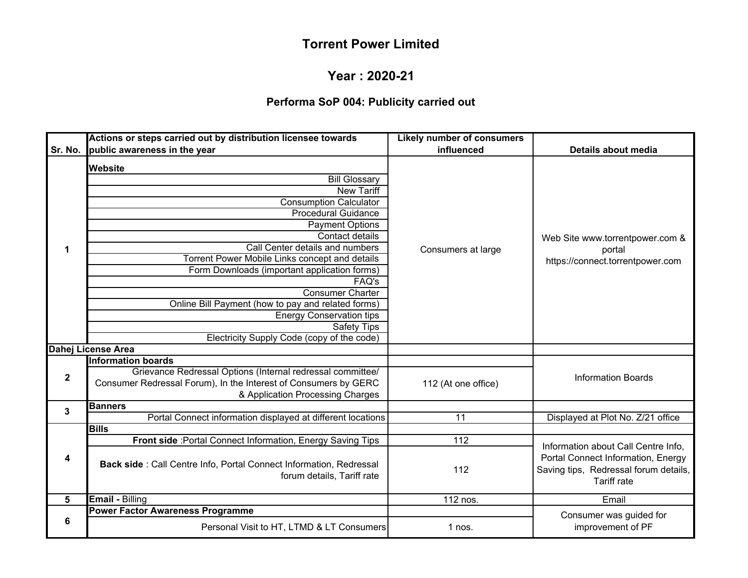# Torrent Power Limited

## Year : 2020-21

### Performa SoP 004: Publicity carried out

| Sr. No. | Actions or steps carried out by distribution licensee towards public awareness in the year | Likely number of consumers influenced | Details about media |
|---|---|---|---|
| 1 | **Website** | Consumers at large | Web Site www.torrentpower.com & portal https://connect.torrentpower.com |
| | Bill Glossary | | |
| | New Tariff | | |
| | Consumption Calculator | | |
| | Procedural Guidance | | |
| | Payment Options | | |
| | Contact details | | |
| | Call Center details and numbers | | |
| | Torrent Power Mobile Links concept and details | | |
| | Form Downloads (important application forms) | | |
| | FAQ's | | |
| | Consumer Charter | | |
| | Online Bill Payment (how to pay and related forms) | | |
| | Energy Conservation tips | | |
| | Safety Tips | | |
| | Electricity Supply Code (copy of the code) | | |
| **Dahej License Area** | | | |
| 2 | **Information boards** | | Information Boards |
| | Grievance Redressal Options (Internal redressal committee/ Consumer Redressal Forum), In the Interest of Consumers by GERC & Application Processing Charges | 112 (At one office) | |
| 3 | **Banners** | | |
| | Portal Connect information displayed at different locations | 11 | Displayed at Plot No. Z/21 office |
| 4 | **Bills** | | Information about Call Centre Info, Portal Connect Information, Energy Saving tips, Redressal forum details, Tariff rate |
| | **Front side** :Portal Connect Information, Energy Saving Tips | 112 | |
| | **Back side** : Call Centre Info, Portal Connect Information, Redressal forum details, Tariff rate | 112 | |
| 5 | **Email -** Billing | 112 nos. | Email |
| 6 | **Power Factor Awareness Programme** | | Consumer was guided for improvement of PF |
| | Personal Visit to HT, LTMD & LT Consumers | 1 nos. | |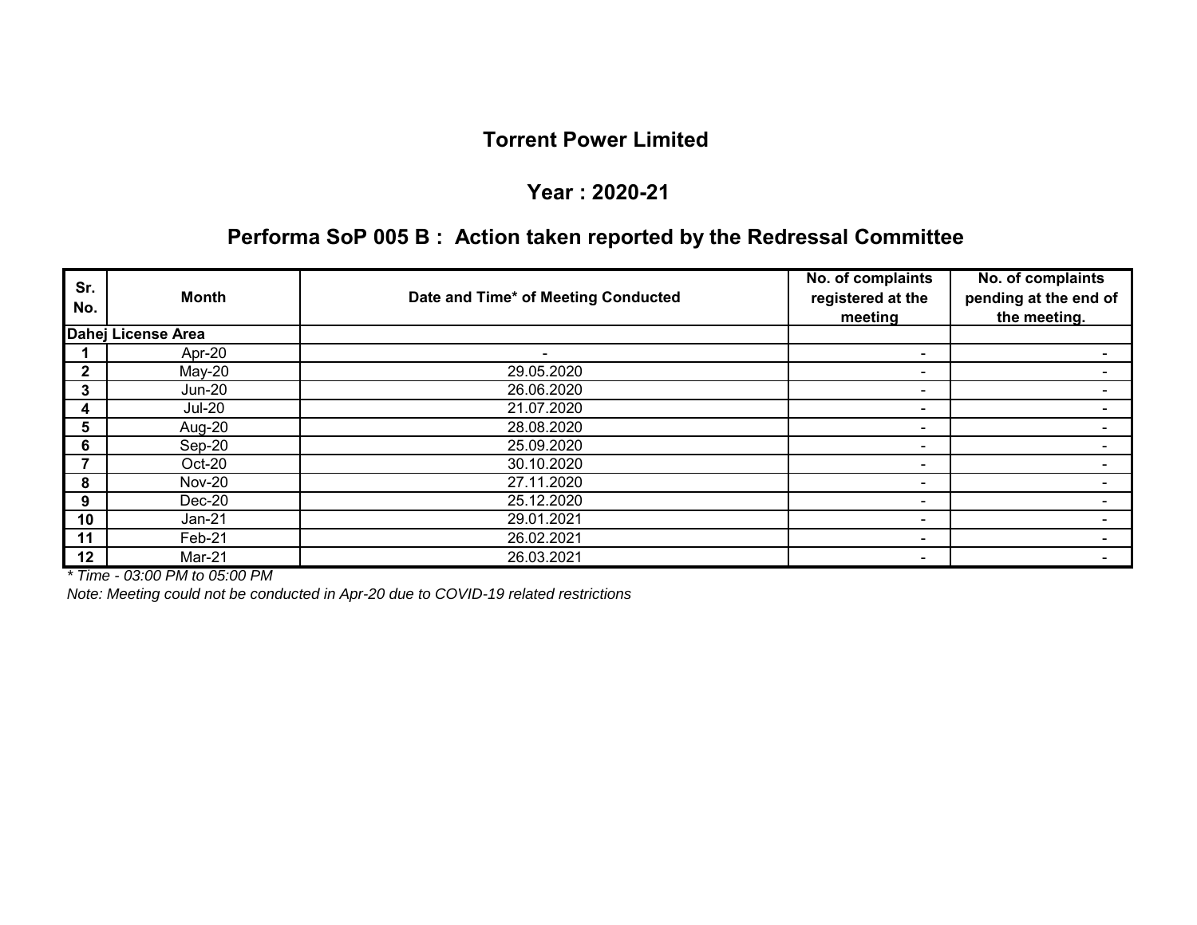# Torrent Power Limited

## Year : 2020-21

## Performa SoP 005 B : Action taken reported by the Redressal Committee

| Sr. No. | Month | Date and Time* of Meeting Conducted | No. of complaints registered at the meeting | No. of complaints pending at the end of the meeting. |
|---|---|---|---|---|
| **Dahej License Area** | | | | |
| 1 | Apr-20 | - | - | - |
| 2 | May-20 | 29.05.2020 | - | - |
| 3 | Jun-20 | 26.06.2020 | - | - |
| 4 | Jul-20 | 21.07.2020 | - | - |
| 5 | Aug-20 | 28.08.2020 | - | - |
| 6 | Sep-20 | 25.09.2020 | - | - |
| 7 | Oct-20 | 30.10.2020 | - | - |
| 8 | Nov-20 | 27.11.2020 | - | - |
| 9 | Dec-20 | 25.12.2020 | - | - |
| 10 | Jan-21 | 29.01.2021 | - | - |
| 11 | Feb-21 | 26.02.2021 | - | - |
| 12 | Mar-21 | 26.03.2021 | - | - |

*\* Time - 03:00 PM to 05:00 PM*

*Note: Meeting could not be conducted in Apr-20 due to COVID-19 related restrictions*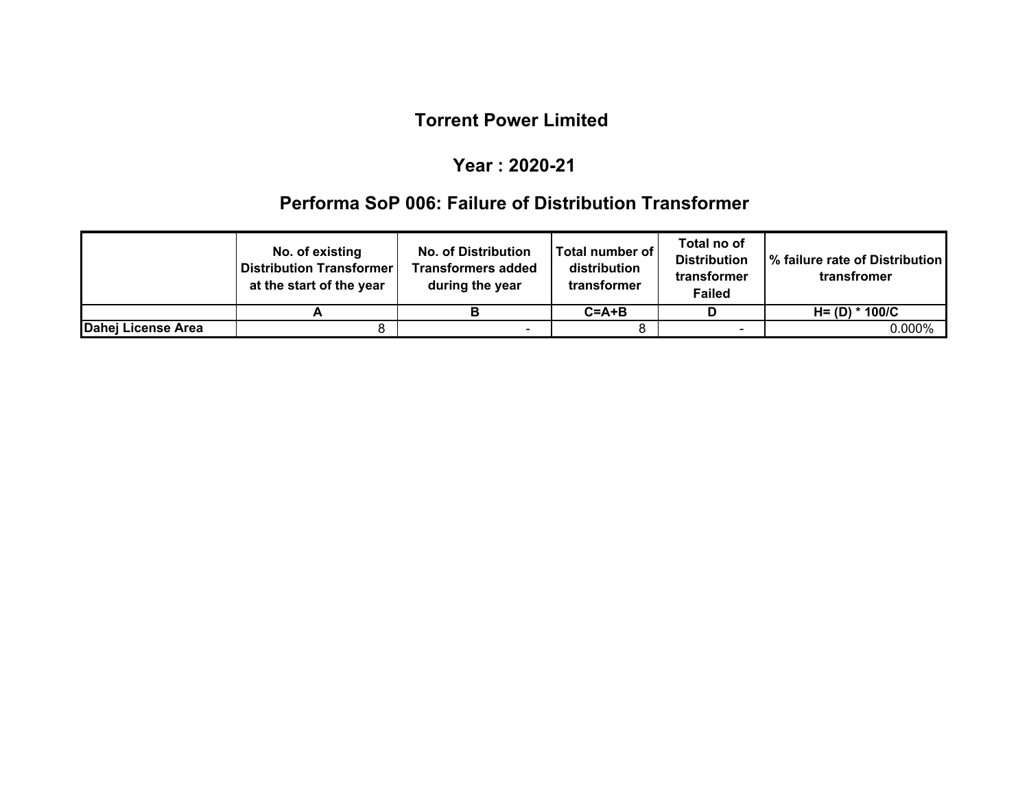# Torrent Power Limited

## Year : 2020-21

## Performa SoP 006: Failure of Distribution Transformer

| | No. of existing Distribution Transformer at the start of the year | No. of Distribution Transformers added during the year | Total number of distribution transformer | Total no of Distribution transformer Failed | % failure rate of Distribution transfromer |
|---|---|---|---|---|---|
| | A | B | C=A+B | D | H= (D) * 100/C |
| **Dahej License Area** | 8 | - | 8 | - | 0.000% |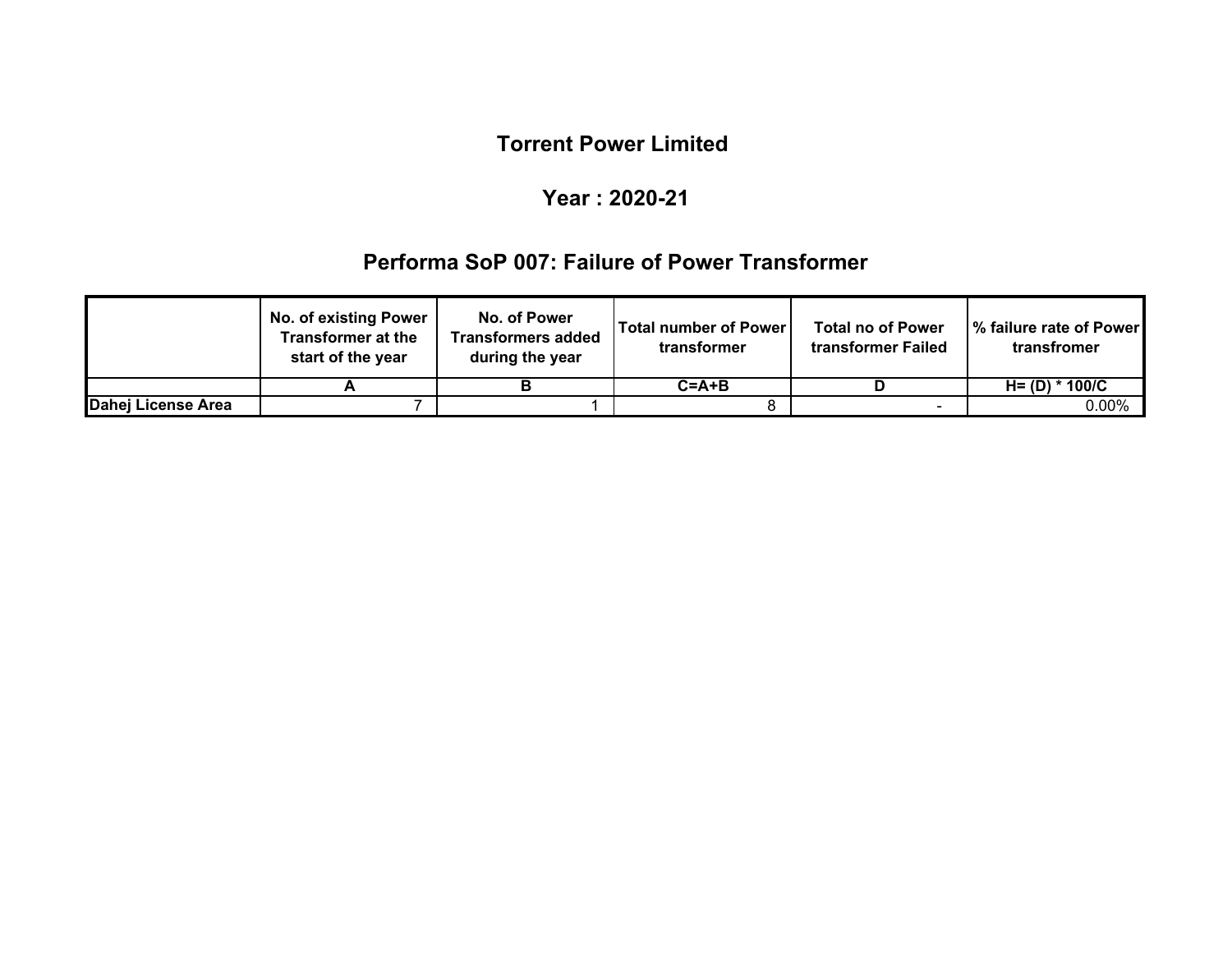# Torrent Power Limited

## Year : 2020-21

## Performa SoP 007: Failure of Power Transformer

| | No. of existing Power Transformer at the start of the year | No. of Power Transformers added during the year | Total number of Power transformer | Total no of Power transformer Failed | % failure rate of Power transfromer |
|---|---|---|---|---|---|
| | A | B | C=A+B | D | H= (D) * 100/C |
| Dahej License Area | 7 | 1 | 8 | - | 0.00% |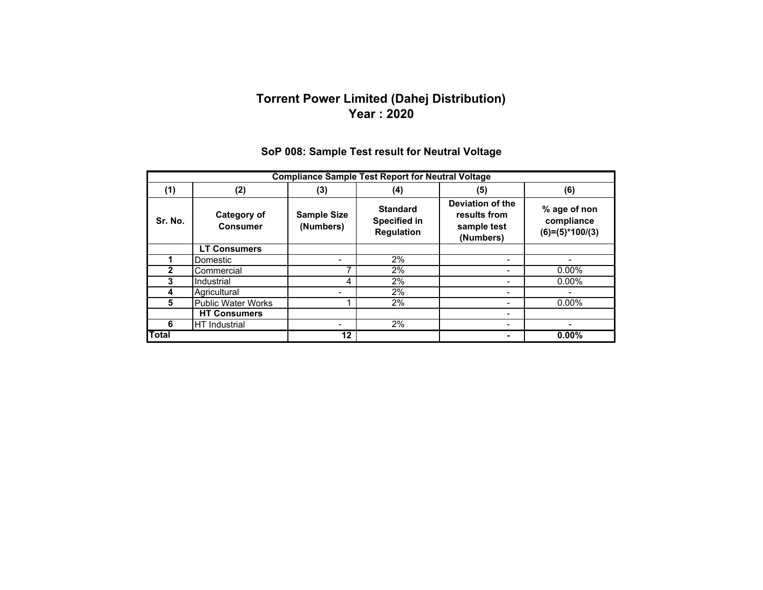# Torrent Power Limited (Dahej Distribution)
# Year : 2020

## SoP 008: Sample Test result for Neutral Voltage

| Compliance Sample Test Report for Neutral Voltage | | | | | |
|---|---|---|---|---|---|
| (1) | (2) | (3) | (4) | (5) | (6) |
| Sr. No. | Category of Consumer | Sample Size (Numbers) | Standard Specified in Regulation | Deviation of the results from sample test (Numbers) | % age of non compliance (6)=(5)*100/(3) |
| | **LT Consumers** | | | | |
| 1 | Domestic | - | 2% | - | - |
| 2 | Commercial | 7 | 2% | - | 0.00% |
| 3 | Industrial | 4 | 2% | - | 0.00% |
| 4 | Agricultural | - | 2% | - | - |
| 5 | Public Water Works | 1 | 2% | - | 0.00% |
| | **HT Consumers** | | | - | |
| 6 | HT Industrial | - | 2% | - | - |
| **Total** | | **12** | | **-** | **0.00%** |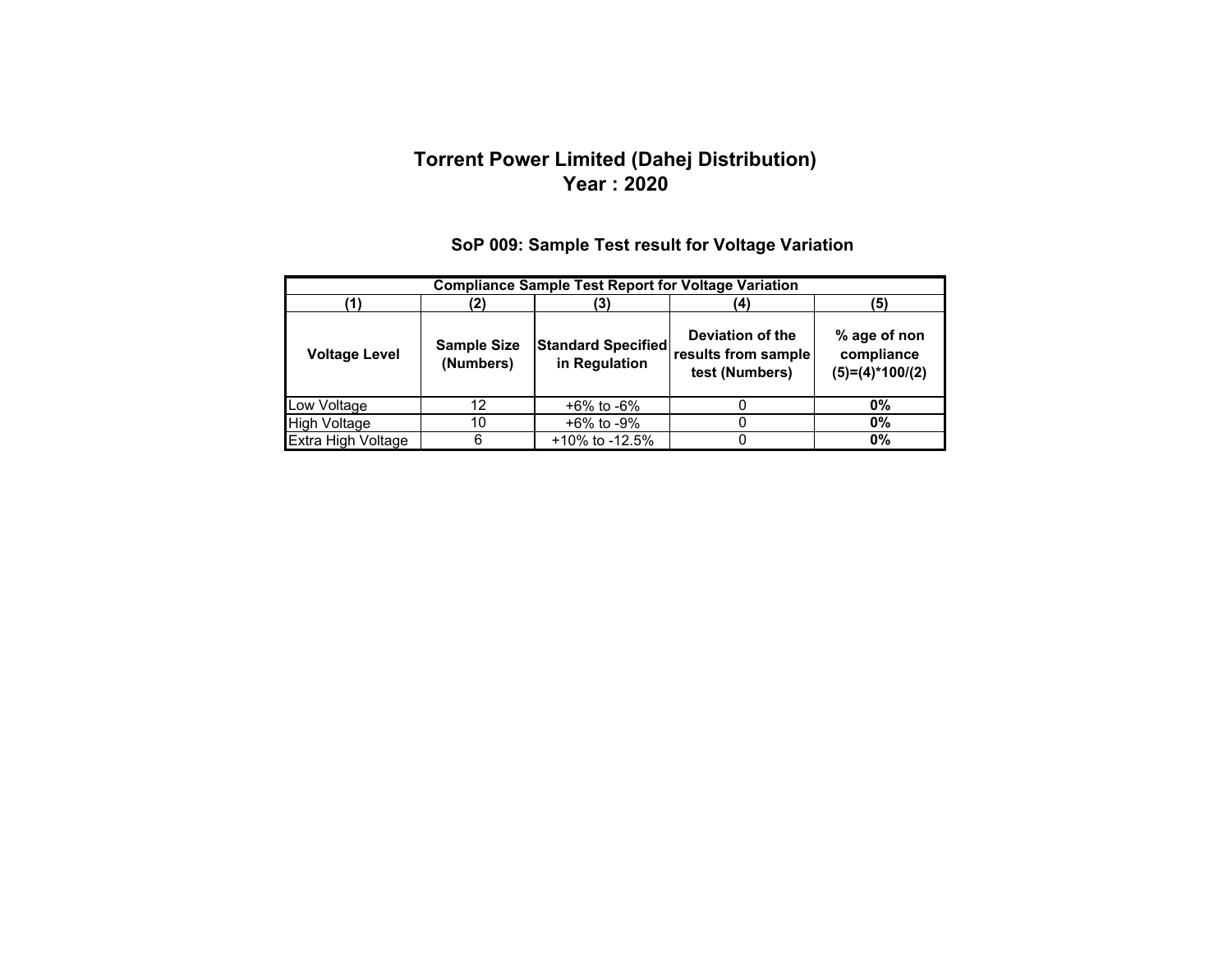# Torrent Power Limited (Dahej Distribution)
# Year : 2020

## SoP 009: Sample Test result for Voltage Variation

| Compliance Sample Test Report for Voltage Variation | | | | |
|---|---|---|---|---|
| (1) | (2) | (3) | (4) | (5) |
| **Voltage Level** | **Sample Size (Numbers)** | **Standard Specified in Regulation** | **Deviation of the results from sample test (Numbers)** | **% age of non compliance (5)=(4)*100/(2)** |
| Low Voltage | 12 | +6% to -6% | 0 | **0%** |
| High Voltage | 10 | +6% to -9% | 0 | **0%** |
| Extra High Voltage | 6 | +10% to -12.5% | 0 | **0%** |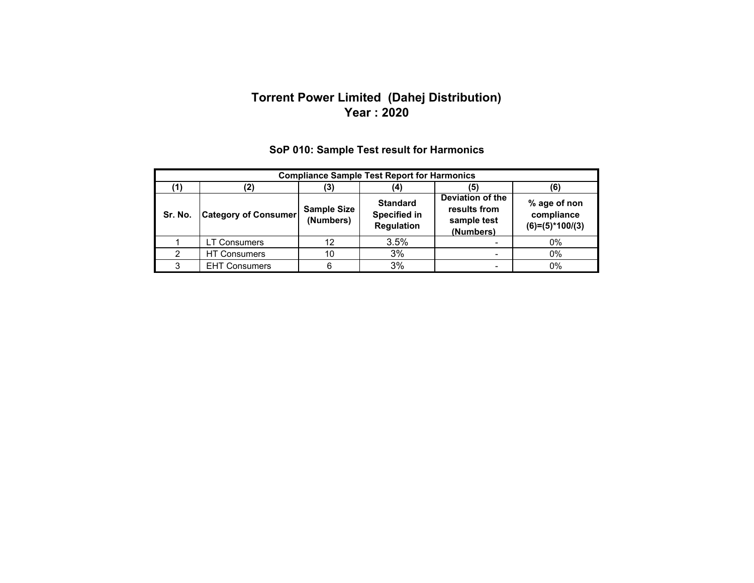# Torrent Power Limited (Dahej Distribution)
# Year : 2020

## SoP 010: Sample Test result for Harmonics

| Compliance Sample Test Report for Harmonics | | | | | |
|---|---|---|---|---|---|
| (1) | (2) | (3) | (4) | (5) | (6) |
| Sr. No. | Category of Consumer | Sample Size (Numbers) | Standard Specified in Regulation | Deviation of the results from sample test (Numbers) | % age of non compliance (6)=(5)*100/(3) |
| 1 | LT Consumers | 12 | 3.5% | - | 0% |
| 2 | HT Consumers | 10 | 3% | - | 0% |
| 3 | EHT Consumers | 6 | 3% | - | 0% |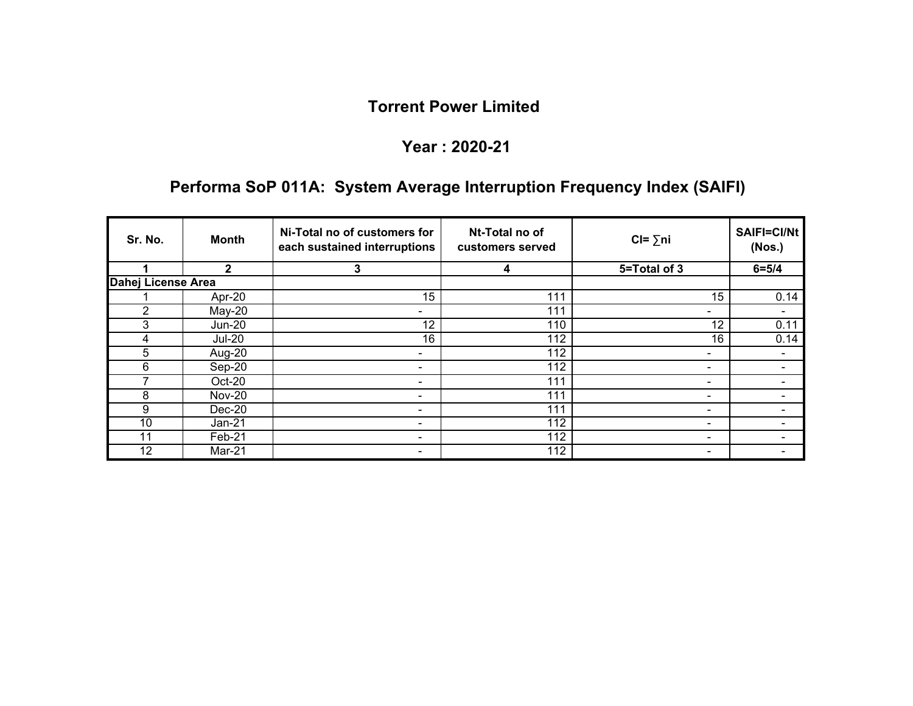# Torrent Power Limited

## Year : 2020-21

## Performa SoP 011A: System Average Interruption Frequency Index (SAIFI)

| Sr. No. | Month | Ni-Total no of customers for each sustained interruptions | Nt-Total no of customers served | CI= ∑ni | SAIFI=CI/Nt (Nos.) |
|---|---|---|---|---|---|
| 1 | 2 | 3 | 4 | 5=Total of 3 | 6=5/4 |
| Dahej License Area | | | | | |
| 1 | Apr-20 | 15 | 111 | 15 | 0.14 |
| 2 | May-20 | - | 111 | - | - |
| 3 | Jun-20 | 12 | 110 | 12 | 0.11 |
| 4 | Jul-20 | 16 | 112 | 16 | 0.14 |
| 5 | Aug-20 | - | 112 | - | - |
| 6 | Sep-20 | - | 112 | - | - |
| 7 | Oct-20 | - | 111 | - | - |
| 8 | Nov-20 | - | 111 | - | - |
| 9 | Dec-20 | - | 111 | - | - |
| 10 | Jan-21 | - | 112 | - | - |
| 11 | Feb-21 | - | 112 | - | - |
| 12 | Mar-21 | - | 112 | - | - |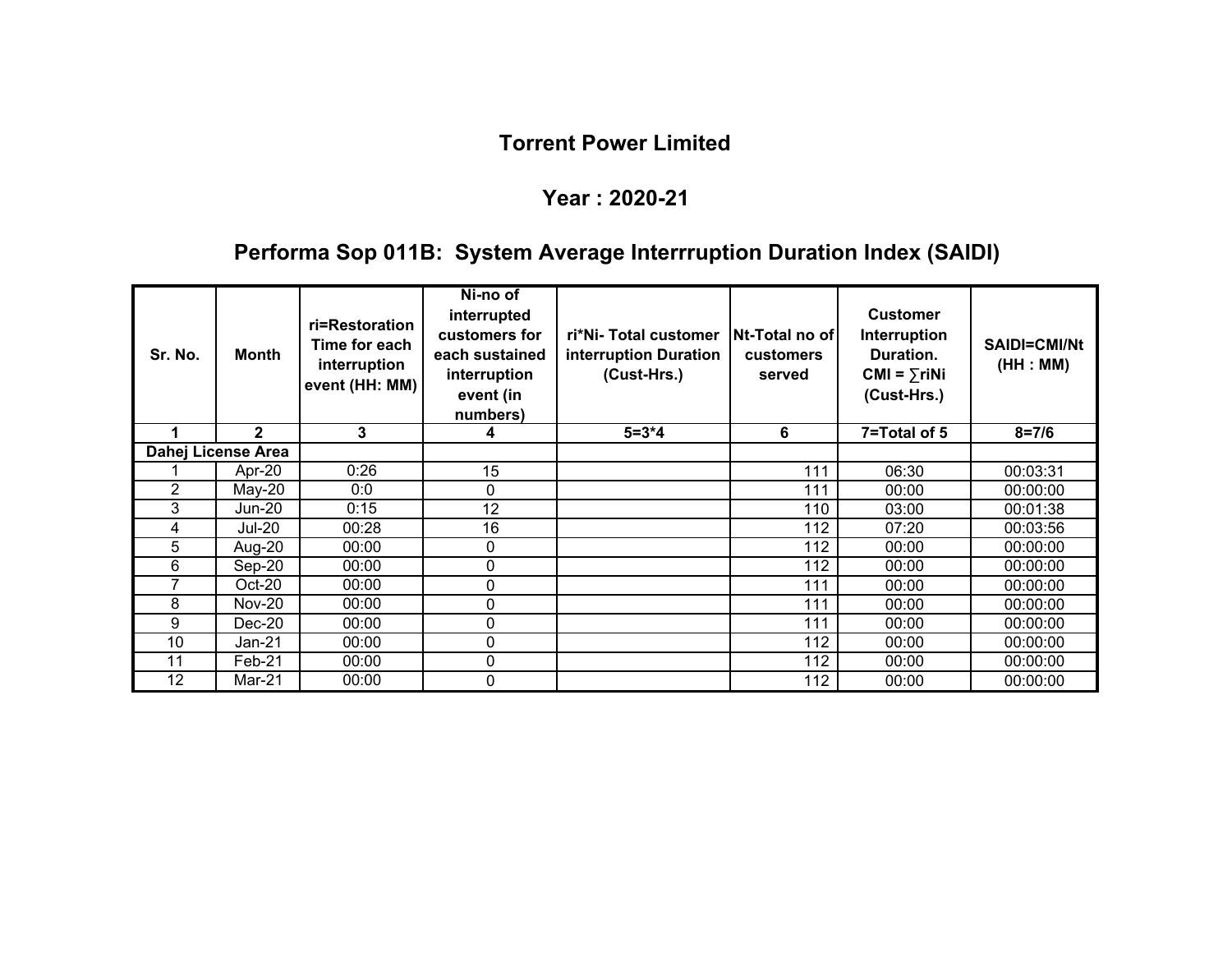# Torrent Power Limited

## Year : 2020-21

## Performa Sop 011B: System Average Interrruption Duration Index (SAIDI)

| Sr. No. | Month | ri=Restoration Time for each interruption event (HH: MM) | Ni-no of interrupted customers for each sustained interruption event (in numbers) | ri*Ni- Total customer interruption Duration (Cust-Hrs.) | Nt-Total no of customers served | Customer Interruption Duration. CMI = ∑riNi (Cust-Hrs.) | SAIDI=CMI/Nt (HH : MM) |
|---|---|---|---|---|---|---|---|
| 1 | 2 | 3 | 4 | 5=3*4 | 6 | 7=Total of 5 | 8=7/6 |
| Dahej License Area | | | | | | | |
| 1 | Apr-20 | 0:26 | 15 | | 111 | 06:30 | 00:03:31 |
| 2 | May-20 | 0:0 | 0 | | 111 | 00:00 | 00:00:00 |
| 3 | Jun-20 | 0:15 | 12 | | 110 | 03:00 | 00:01:38 |
| 4 | Jul-20 | 00:28 | 16 | | 112 | 07:20 | 00:03:56 |
| 5 | Aug-20 | 00:00 | 0 | | 112 | 00:00 | 00:00:00 |
| 6 | Sep-20 | 00:00 | 0 | | 112 | 00:00 | 00:00:00 |
| 7 | Oct-20 | 00:00 | 0 | | 111 | 00:00 | 00:00:00 |
| 8 | Nov-20 | 00:00 | 0 | | 111 | 00:00 | 00:00:00 |
| 9 | Dec-20 | 00:00 | 0 | | 111 | 00:00 | 00:00:00 |
| 10 | Jan-21 | 00:00 | 0 | | 112 | 00:00 | 00:00:00 |
| 11 | Feb-21 | 00:00 | 0 | | 112 | 00:00 | 00:00:00 |
| 12 | Mar-21 | 00:00 | 0 | | 112 | 00:00 | 00:00:00 |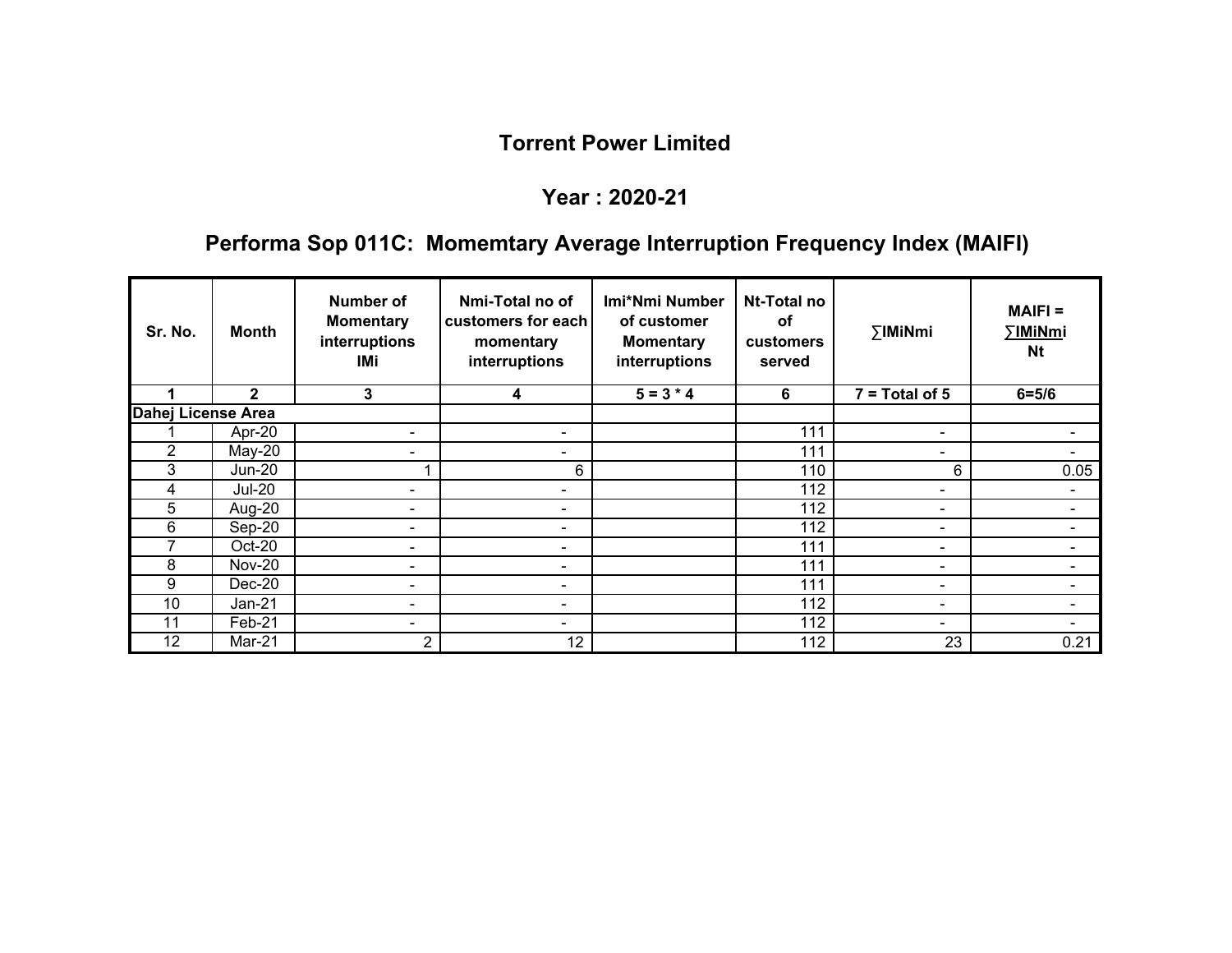# Torrent Power Limited

## Year : 2020-21

## Performa Sop 011C: Momemtary Average Interruption Frequency Index (MAIFI)

| Sr. No. | Month | Number of Momentary interruptions IMi | Nmi-Total no of customers for each momentary interruptions | Imi*Nmi Number of customer Momentary interruptions | Nt-Total no of customers served | ∑IMiNmi | MAIFI = ∑IMiNmi / Nt |
|---|---|---|---|---|---|---|---|
| 1 | 2 | 3 | 4 | 5 = 3 * 4 | 6 | 7 = Total of 5 | 6=5/6 |
| **Dahej License Area** | | | | | | | |
| 1 | Apr-20 | - | - | | 111 | - | - |
| 2 | May-20 | - | - | | 111 | - | - |
| 3 | Jun-20 | 1 | 6 | | 110 | 6 | 0.05 |
| 4 | Jul-20 | - | - | | 112 | - | - |
| 5 | Aug-20 | - | - | | 112 | - | - |
| 6 | Sep-20 | - | - | | 112 | - | - |
| 7 | Oct-20 | - | - | | 111 | - | - |
| 8 | Nov-20 | - | - | | 111 | - | - |
| 9 | Dec-20 | - | - | | 111 | - | - |
| 10 | Jan-21 | - | - | | 112 | - | - |
| 11 | Feb-21 | - | - | | 112 | - | - |
| 12 | Mar-21 | 2 | 12 | | 112 | 23 | 0.21 |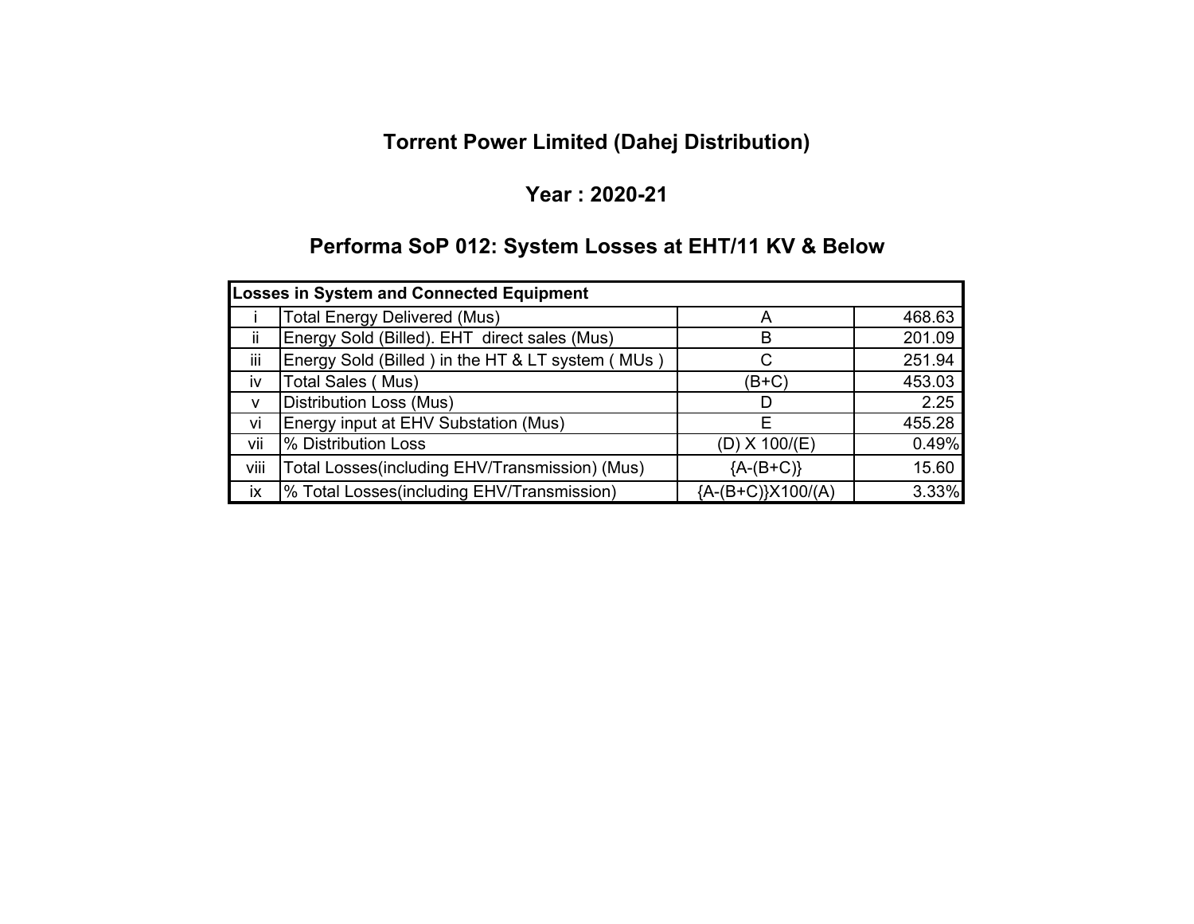# Torrent Power Limited (Dahej Distribution)

## Year : 2020-21

## Performa SoP 012: System Losses at EHT/11 KV & Below

| Losses in System and Connected Equipment | | | |
|---|---|---|---|
| i | Total Energy Delivered (Mus) | A | 468.63 |
| ii | Energy Sold (Billed). EHT direct sales (Mus) | B | 201.09 |
| iii | Energy Sold (Billed ) in the HT & LT system ( MUs ) | C | 251.94 |
| iv | Total Sales ( Mus) | (B+C) | 453.03 |
| v | Distribution Loss (Mus) | D | 2.25 |
| vi | Energy input at EHV Substation (Mus) | E | 455.28 |
| vii | % Distribution Loss | (D) X 100/(E) | 0.49% |
| viii | Total Losses(including EHV/Transmission) (Mus) | {A-(B+C)} | 15.60 |
| ix | % Total Losses(including EHV/Transmission) | {A-(B+C)}X100/(A) | 3.33% |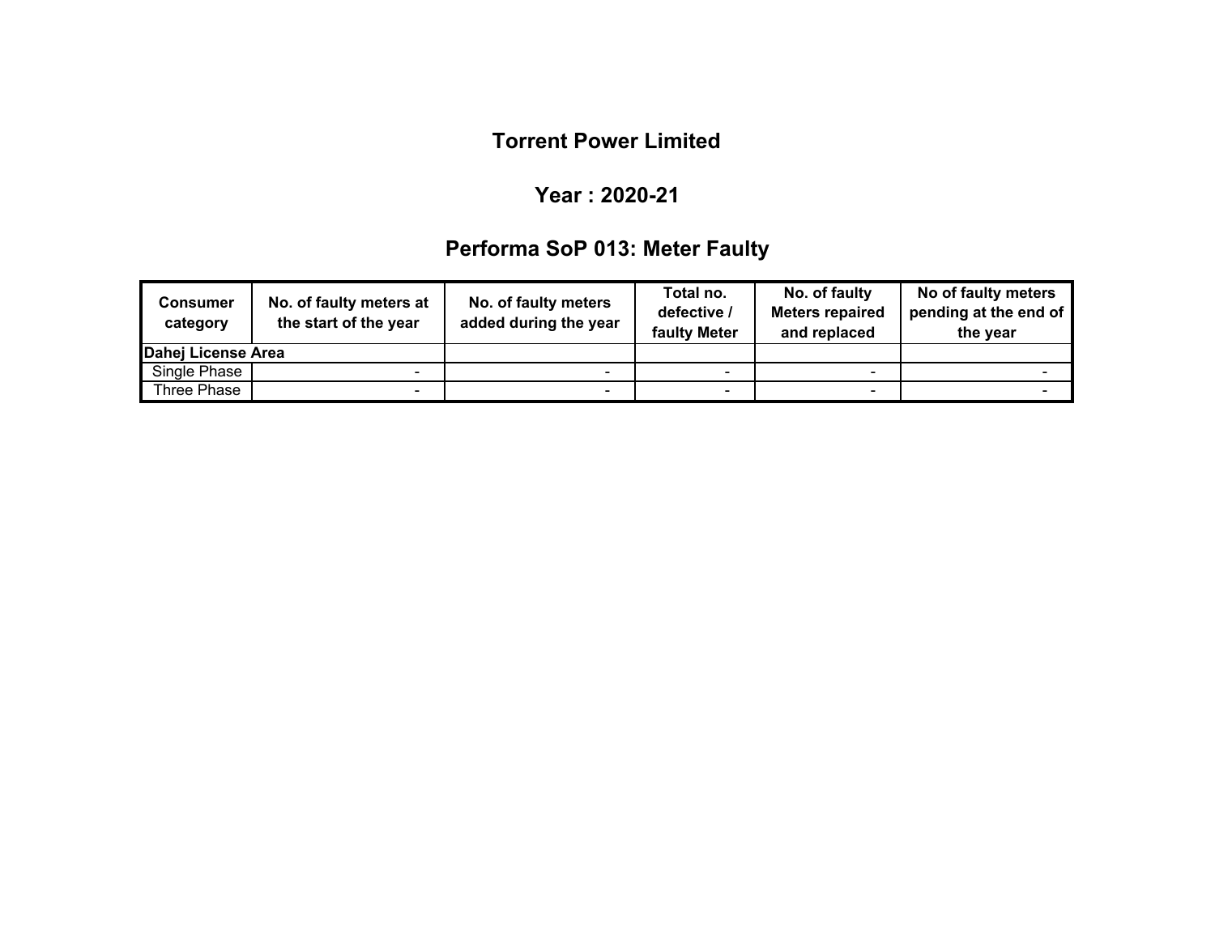# Torrent Power Limited

## Year : 2020-21

## Performa SoP 013: Meter Faulty

| Consumer category | No. of faulty meters at the start of the year | No. of faulty meters added during the year | Total no. defective / faulty Meter | No. of faulty Meters repaired and replaced | No of faulty meters pending at the end of the year |
|---|---|---|---|---|---|
| **Dahej License Area** | | | | | |
| Single Phase | - | - | - | - | - |
| Three Phase | - | - | - | - | - |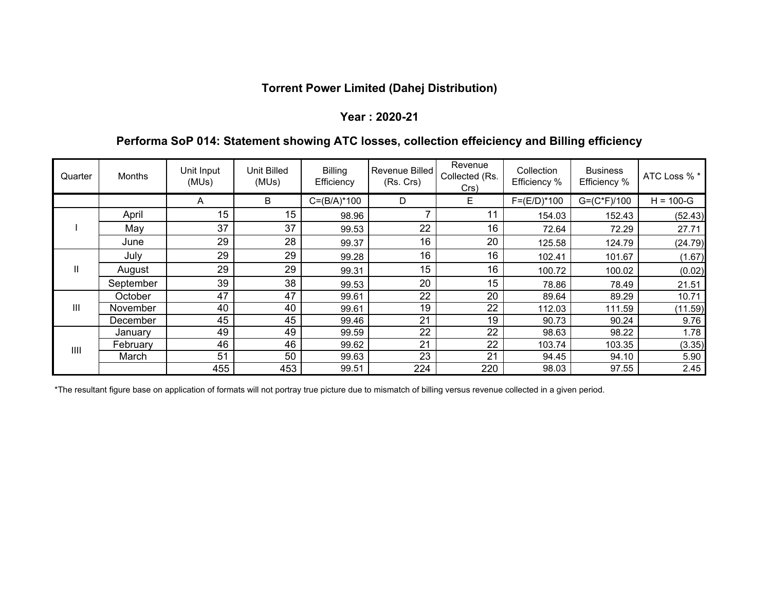# Torrent Power Limited (Dahej Distribution)

## Year : 2020-21

## Performa SoP 014: Statement showing ATC losses, collection effeiciency and Billing efficiency

| Quarter | Months | Unit Input (MUs) | Unit Billed (MUs) | Billing Efficiency | Revenue Billed (Rs. Crs) | Revenue Collected (Rs. Crs) | Collection Efficiency % | Business Efficiency % | ATC Loss % * |
|---|---|---|---|---|---|---|---|---|---|
| | | A | B | C=(B/A)*100 | D | E | F=(E/D)*100 | G=(C*F)/100 | H = 100-G |
| I | April | 15 | 15 | 98.96 | 7 | 11 | 154.03 | 152.43 | (52.43) |
| | May | 37 | 37 | 99.53 | 22 | 16 | 72.64 | 72.29 | 27.71 |
| | June | 29 | 28 | 99.37 | 16 | 20 | 125.58 | 124.79 | (24.79) |
| II | July | 29 | 29 | 99.28 | 16 | 16 | 102.41 | 101.67 | (1.67) |
| | August | 29 | 29 | 99.31 | 15 | 16 | 100.72 | 100.02 | (0.02) |
| | September | 39 | 38 | 99.53 | 20 | 15 | 78.86 | 78.49 | 21.51 |
| III | October | 47 | 47 | 99.61 | 22 | 20 | 89.64 | 89.29 | 10.71 |
| | November | 40 | 40 | 99.61 | 19 | 22 | 112.03 | 111.59 | (11.59) |
| | December | 45 | 45 | 99.46 | 21 | 19 | 90.73 | 90.24 | 9.76 |
| IIII | January | 49 | 49 | 99.59 | 22 | 22 | 98.63 | 98.22 | 1.78 |
| | February | 46 | 46 | 99.62 | 21 | 22 | 103.74 | 103.35 | (3.35) |
| | March | 51 | 50 | 99.63 | 23 | 21 | 94.45 | 94.10 | 5.90 |
| | | 455 | 453 | 99.51 | 224 | 220 | 98.03 | 97.55 | 2.45 |

*The resultant figure base on application of formats will not portray true picture due to mismatch of billing versus revenue collected in a given period.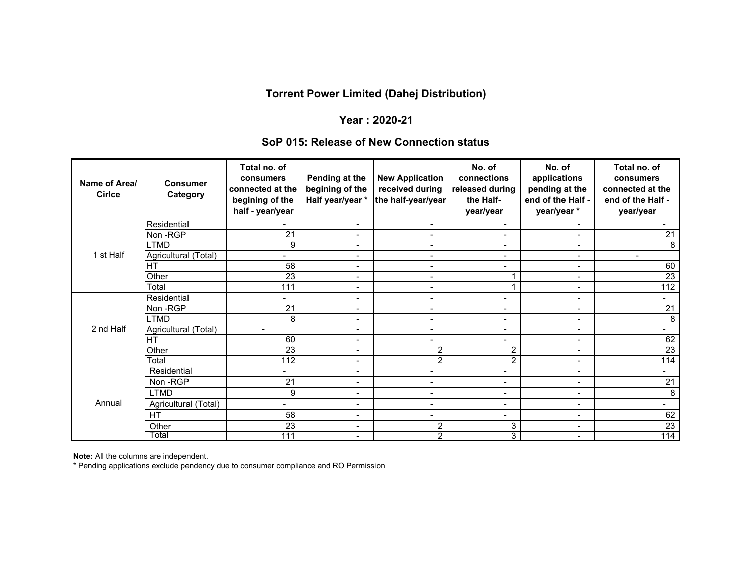# Torrent Power Limited (Dahej Distribution)

## Year : 2020-21

## SoP 015: Release of New Connection status

| Name of Area/ Cirlce | Consumer Category | Total no. of consumers connected at the begining of the half - year/year | Pending at the begining of the Half year/year * | New Application received during the half-year/year | No. of connections released during the Half-year/year | No. of applications pending at the end of the Half - year/year * | Total no. of consumers connected at the end of the Half - year/year |
|---|---|---|---|---|---|---|---|
| 1 st Half | Residential | - | - | - | - | - | - |
| | Non -RGP | 21 | - | - | - | - | 21 |
| | LTMD | 9 | - | - | - | - | 8 |
| | Agricultural (Total) | - | - | - | - | - | - |
| | HT | 58 | - | - | - | - | 60 |
| | Other | 23 | - | - | 1 | - | 23 |
| | Total | 111 | - | - | 1 | - | 112 |
| 2 nd Half | Residential | - | - | - | - | - | - |
| | Non -RGP | 21 | - | - | - | - | 21 |
| | LTMD | 8 | - | - | - | - | 8 |
| | Agricultural (Total) | - | - | - | - | - | - |
| | HT | 60 | - | - | - | - | 62 |
| | Other | 23 | - | 2 | 2 | - | 23 |
| | Total | 112 | - | 2 | 2 | - | 114 |
| Annual | Residential | - | - | - | - | - | - |
| | Non -RGP | 21 | - | - | - | - | 21 |
| | LTMD | 9 | - | - | - | - | 8 |
| | Agricultural (Total) | - | - | - | - | - | - |
| | HT | 58 | - | - | - | - | 62 |
| | Other | 23 | - | 2 | 3 | - | 23 |
| | Total | 111 | - | 2 | 3 | - | 114 |

**Note:** All the columns are independent.

* Pending applications exclude pendency due to consumer compliance and RO Permission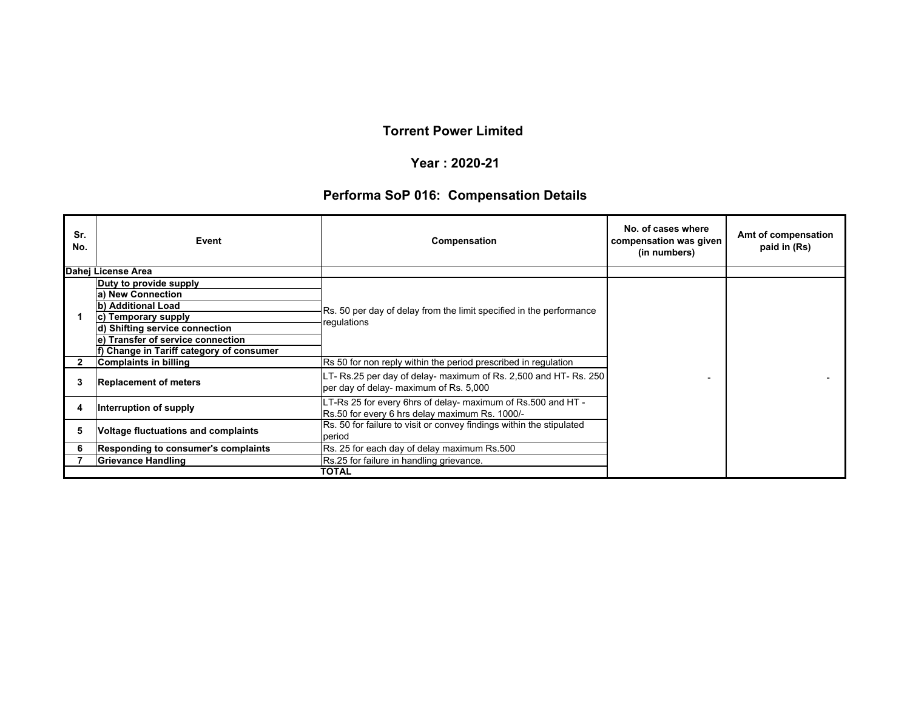## Torrent Power Limited

## Year : 2020-21

## Performa SoP 016: Compensation Details

| Sr. No. | Event | Compensation | No. of cases where compensation was given (in numbers) | Amt of compensation paid in (Rs) |
|---|---|---|---|---|
| **Dahej License Area** | | | | |
| 1 | **Duty to provide supply** | Rs. 50 per day of delay from the limit specified in the performance regulations | - | - |
| | **a) New Connection** | | | |
| | **b) Additional Load** | | | |
| | **c) Temporary supply** | | | |
| | **d) Shifting service connection** | | | |
| | **e) Transfer of service connection** | | | |
| | **f) Change in Tariff category of consumer** | | | |
| 2 | **Complaints in billing** | Rs 50 for non reply within the period prescribed in regulation | | |
| 3 | **Replacement of meters** | LT- Rs.25 per day of delay- maximum of Rs. 2,500 and HT- Rs. 250 per day of delay- maximum of Rs. 5,000 | | |
| 4 | **Interruption of supply** | LT-Rs 25 for every 6hrs of delay- maximum of Rs.500 and HT - Rs.50 for every 6 hrs delay maximum Rs. 1000/- | | |
| 5 | **Voltage fluctuations and complaints** | Rs. 50 for failure to visit or convey findings within the stipulated period | | |
| 6 | **Responding to consumer's complaints** | Rs. 25 for each day of delay maximum Rs.500 | | |
| 7 | **Grievance Handling** | Rs.25 for failure in handling grievance. | | |
| | | **TOTAL** | | |